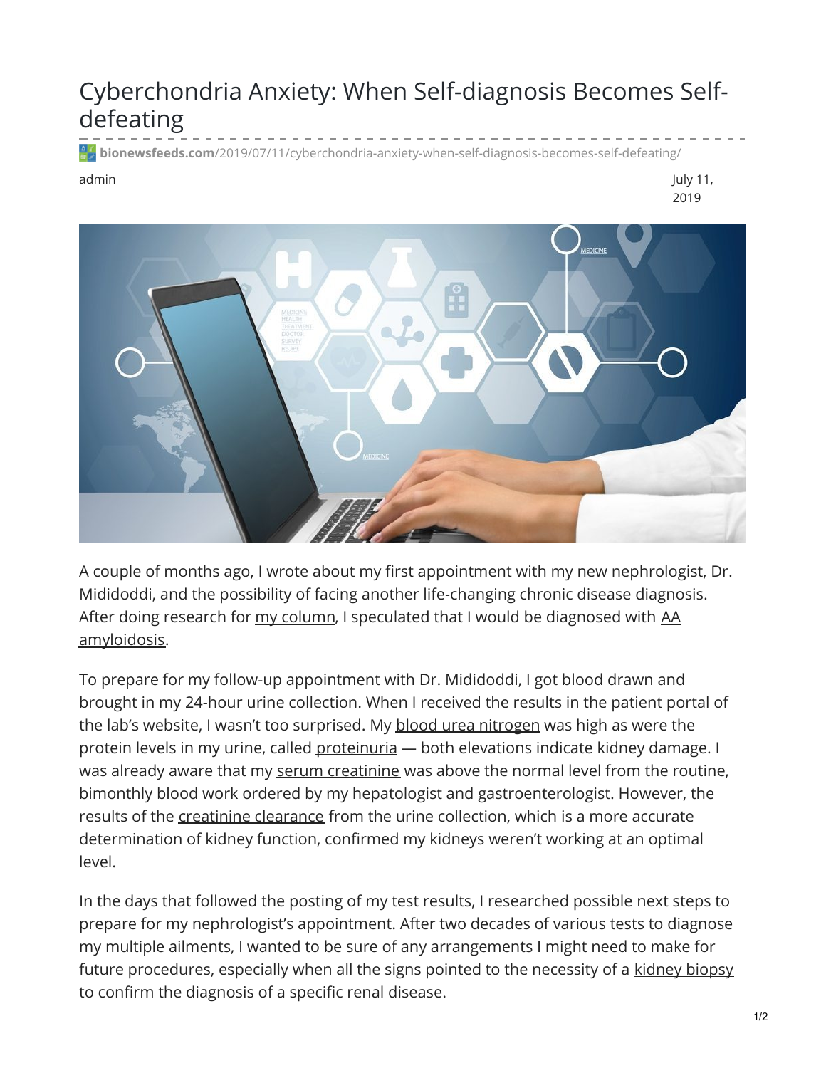# Cyberchondria Anxiety: When Self-diagnosis Becomes Self-defeating

bionewsfeeds.com/2019/07/11/cyberchondria-anxiety-when-self-diagnosis-becomes-self-defeating/

admin

July 11, 2019

A couple of months ago, I wrote about my first appointment with my new nephrologist, Dr. Mididoddi, and the possibility of facing another life-changing chronic disease diagnosis. After doing research for my column, I speculated that I would be diagnosed with AA amyloidosis.

To prepare for my follow-up appointment with Dr. Mididoddi, I got blood drawn and brought in my 24-hour urine collection. When I received the results in the patient portal of the lab's website, I wasn't too surprised. My blood urea nitrogen was high as were the protein levels in my urine, called proteinuria — both elevations indicate kidney damage. I was already aware that my serum creatinine was above the normal level from the routine, bimonthly blood work ordered by my hepatologist and gastroenterologist. However, the results of the creatinine clearance from the urine collection, which is a more accurate determination of kidney function, confirmed my kidneys weren't working at an optimal level.

In the days that followed the posting of my test results, I researched possible next steps to prepare for my nephrologist's appointment. After two decades of various tests to diagnose my multiple ailments, I wanted to be sure of any arrangements I might need to make for future procedures, especially when all the signs pointed to the necessity of a kidney biopsy to confirm the diagnosis of a specific renal disease.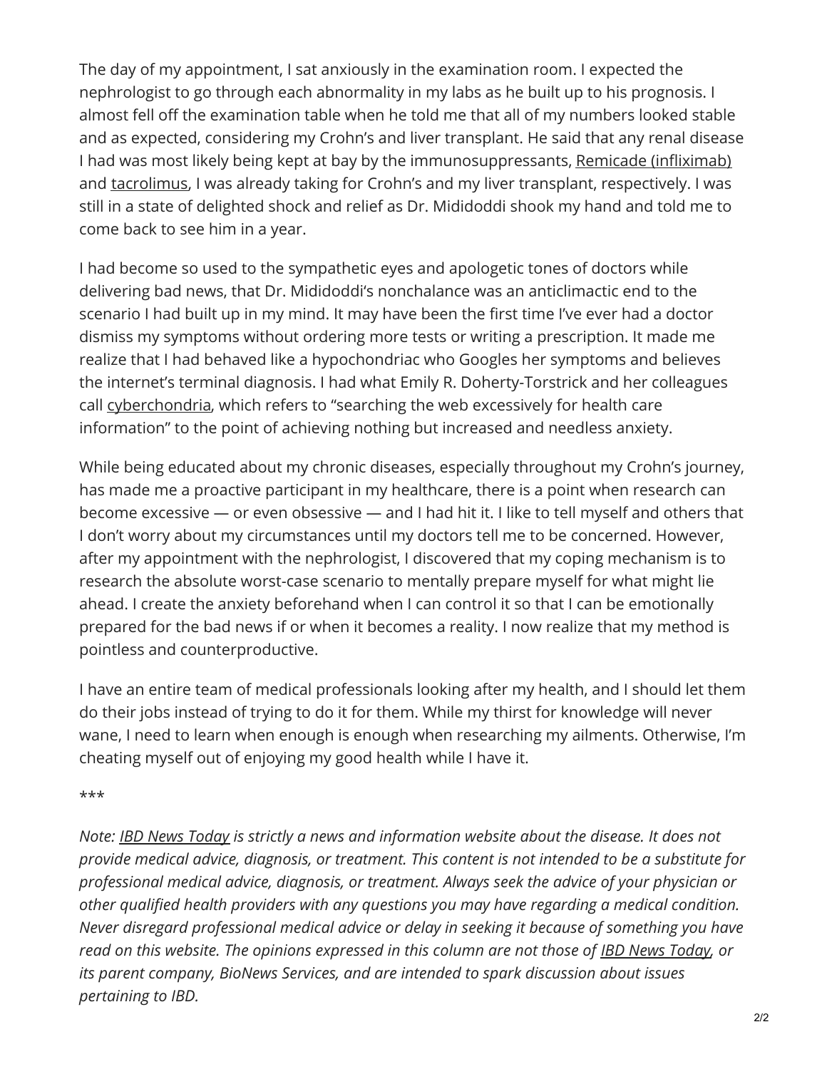The day of my appointment, I sat anxiously in the examination room. I expected the nephrologist to go through each abnormality in my labs as he built up to his prognosis. I almost fell off the examination table when he told me that all of my numbers looked stable and as expected, considering my Crohn's and liver transplant. He said that any renal disease I had was most likely being kept at bay by the immunosuppressants, Remicade (infliximab) and tacrolimus, I was already taking for Crohn's and my liver transplant, respectively. I was still in a state of delighted shock and relief as Dr. Mididoddi shook my hand and told me to come back to see him in a year.

I had become so used to the sympathetic eyes and apologetic tones of doctors while delivering bad news, that Dr. Mididoddi's nonchalance was an anticlimactic end to the scenario I had built up in my mind. It may have been the first time I've ever had a doctor dismiss my symptoms without ordering more tests or writing a prescription. It made me realize that I had behaved like a hypochondriac who Googles her symptoms and believes the internet's terminal diagnosis. I had what Emily R. Doherty-Torstrick and her colleagues call cyberchondria, which refers to "searching the web excessively for health care information" to the point of achieving nothing but increased and needless anxiety.

While being educated about my chronic diseases, especially throughout my Crohn's journey, has made me a proactive participant in my healthcare, there is a point when research can become excessive — or even obsessive — and I had hit it. I like to tell myself and others that I don't worry about my circumstances until my doctors tell me to be concerned. However, after my appointment with the nephrologist, I discovered that my coping mechanism is to research the absolute worst-case scenario to mentally prepare myself for what might lie ahead. I create the anxiety beforehand when I can control it so that I can be emotionally prepared for the bad news if or when it becomes a reality. I now realize that my method is pointless and counterproductive.

I have an entire team of medical professionals looking after my health, and I should let them do their jobs instead of trying to do it for them. While my thirst for knowledge will never wane, I need to learn when enough is enough when researching my ailments. Otherwise, I'm cheating myself out of enjoying my good health while I have it.

***

*Note: IBD News Today is strictly a news and information website about the disease. It does not provide medical advice, diagnosis, or treatment. This content is not intended to be a substitute for professional medical advice, diagnosis, or treatment. Always seek the advice of your physician or other qualified health providers with any questions you may have regarding a medical condition. Never disregard professional medical advice or delay in seeking it because of something you have read on this website. The opinions expressed in this column are not those of IBD News Today, or its parent company, BioNews Services, and are intended to spark discussion about issues pertaining to IBD.*